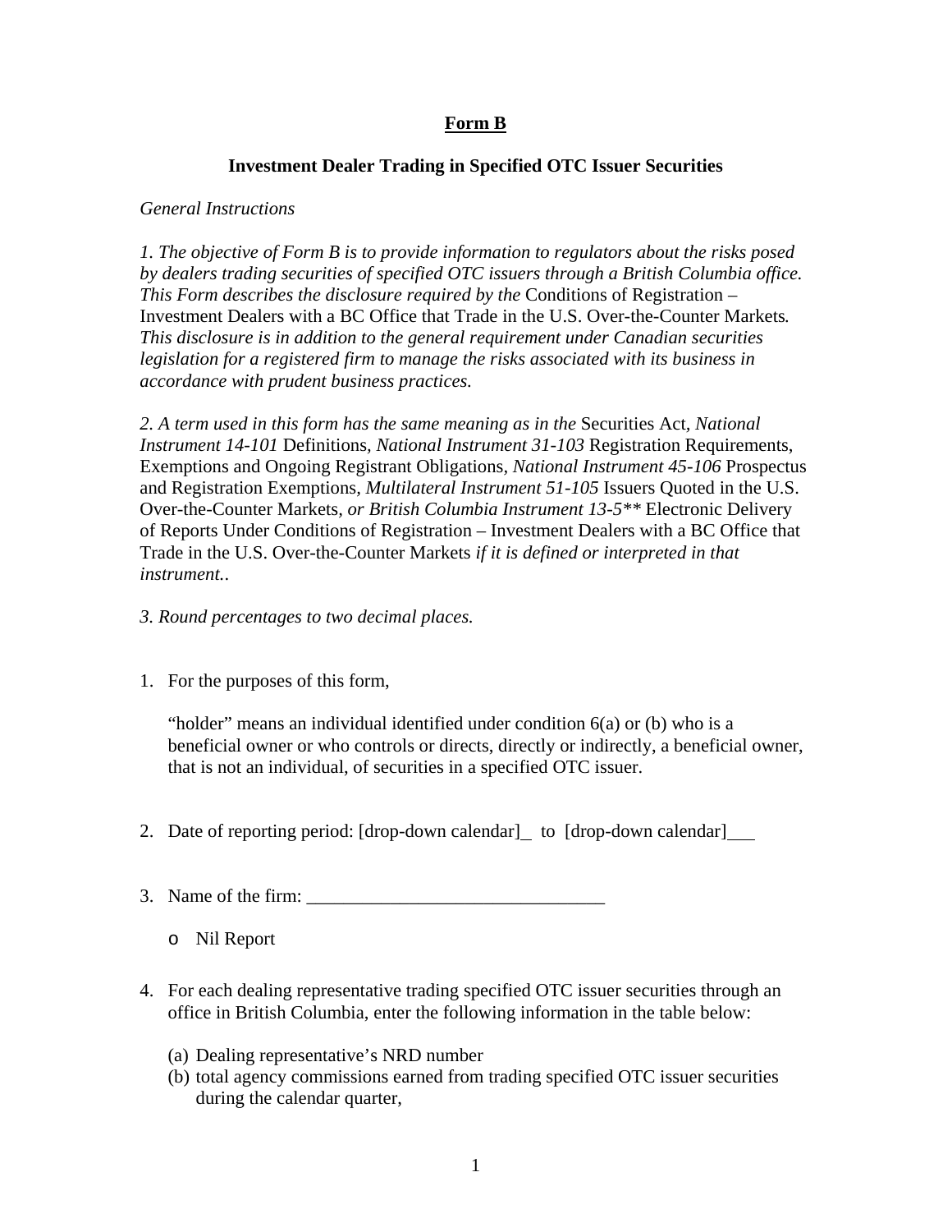# Form B

## Investment Dealer Trading in Specified OTC Issuer Securities

*General Instructions*

*1. The objective of Form B is to provide information to regulators about the risks posed by dealers trading securities of specified OTC issuers through a British Columbia office. This Form describes the disclosure required by the* Conditions of Registration – Investment Dealers with a BC Office that Trade in the U.S. Over-the-Counter Markets*. This disclosure is in addition to the general requirement under Canadian securities legislation for a registered firm to manage the risks associated with its business in accordance with prudent business practices.*

*2. A term used in this form has the same meaning as in the* Securities Act*, National Instrument 14-101* Definitions*, National Instrument 31-103* Registration Requirements, Exemptions and Ongoing Registrant Obligations*, National Instrument 45-106* Prospectus and Registration Exemptions*, Multilateral Instrument 51-105* Issuers Quoted in the U.S. Over-the-Counter Markets*, or British Columbia Instrument 13-5*** Electronic Delivery of Reports Under Conditions of Registration – Investment Dealers with a BC Office that Trade in the U.S. Over-the-Counter Markets *if it is defined or interpreted in that instrument..*

*3. Round percentages to two decimal places.*

1. For the purposes of this form,

   "holder" means an individual identified under condition 6(a) or (b) who is a beneficial owner or who controls or directs, directly or indirectly, a beneficial owner, that is not an individual, of securities in a specified OTC issuer.

2. Date of reporting period: [drop-down calendar]_ to [drop-down calendar]___

3. Name of the firm: ________________________________

   - Nil Report

4. For each dealing representative trading specified OTC issuer securities through an office in British Columbia, enter the following information in the table below:

   (a) Dealing representative's NRD number
   (b) total agency commissions earned from trading specified OTC issuer securities during the calendar quarter,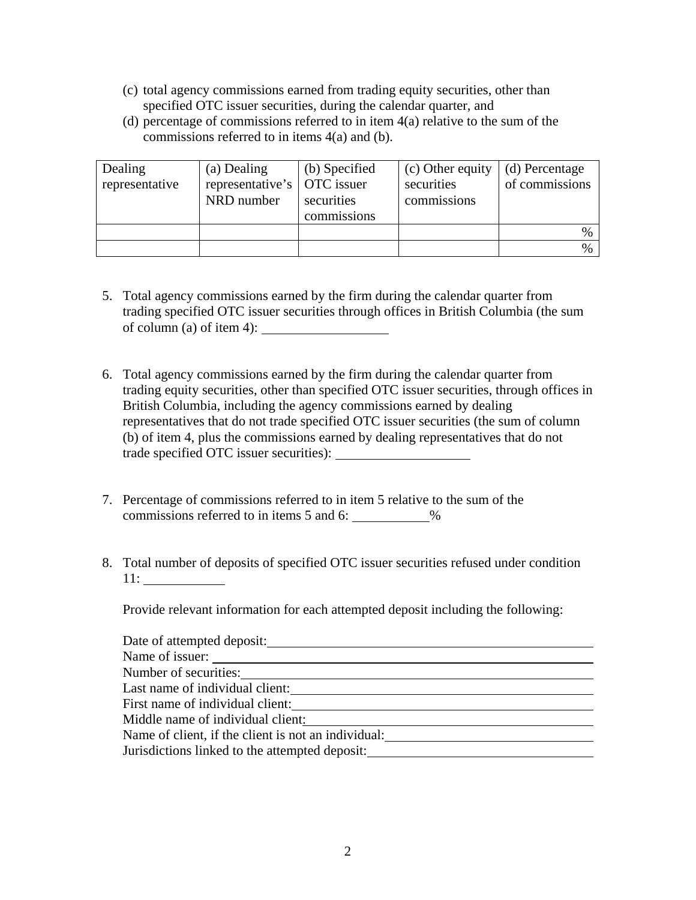(c) total agency commissions earned from trading equity securities, other than specified OTC issuer securities, during the calendar quarter, and

(d) percentage of commissions referred to in item 4(a) relative to the sum of the commissions referred to in items 4(a) and (b).

| Dealing representative | (a) Dealing representative's NRD number | (b) Specified OTC issuer securities commissions | (c) Other equity securities commissions | (d) Percentage of commissions |
|---|---|---|---|---|
| | | | | % |
| | | | | % |

5. Total agency commissions earned by the firm during the calendar quarter from trading specified OTC issuer securities through offices in British Columbia (the sum of column (a) of item 4): ____________________

6. Total agency commissions earned by the firm during the calendar quarter from trading equity securities, other than specified OTC issuer securities, through offices in British Columbia, including the agency commissions earned by dealing representatives that do not trade specified OTC issuer securities (the sum of column (b) of item 4, plus the commissions earned by dealing representatives that do not trade specified OTC issuer securities): ____________________

7. Percentage of commissions referred to in item 5 relative to the sum of the commissions referred to in items 5 and 6: ____________%

8. Total number of deposits of specified OTC issuer securities refused under condition 11: ____________

   Provide relevant information for each attempted deposit including the following:

   Date of attempted deposit: ____________________
   Name of issuer: ____________________
   Number of securities: ____________________
   Last name of individual client: ____________________
   First name of individual client: ____________________
   Middle name of individual client: ____________________
   Name of client, if the client is not an individual: ____________________
   Jurisdictions linked to the attempted deposit: ____________________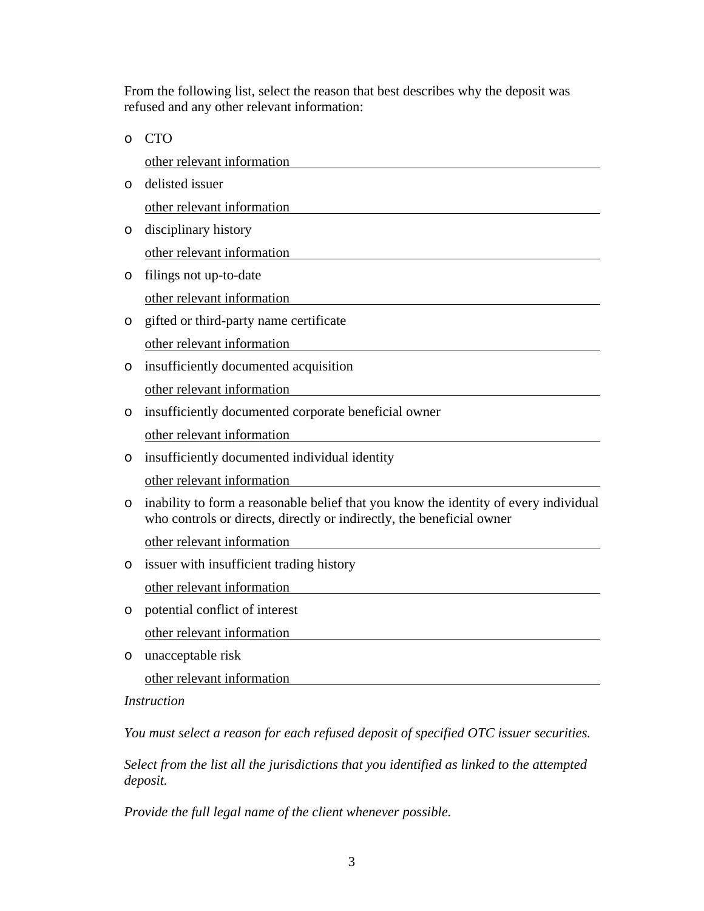From the following list, select the reason that best describes why the deposit was refused and any other relevant information:

- CTO

  other relevant information ________________________________________

- delisted issuer

  other relevant information ________________________________________

- disciplinary history

  other relevant information ________________________________________

- filings not up-to-date

  other relevant information ________________________________________

- gifted or third-party name certificate

  other relevant information ________________________________________

- insufficiently documented acquisition

  other relevant information ________________________________________

- insufficiently documented corporate beneficial owner

  other relevant information ________________________________________

- insufficiently documented individual identity

  other relevant information ________________________________________

- inability to form a reasonable belief that you know the identity of every individual who controls or directs, directly or indirectly, the beneficial owner

  other relevant information ________________________________________

- issuer with insufficient trading history

  other relevant information ________________________________________

- potential conflict of interest

  other relevant information ________________________________________

- unacceptable risk

  other relevant information ________________________________________

*Instruction*

*You must select a reason for each refused deposit of specified OTC issuer securities.*

*Select from the list all the jurisdictions that you identified as linked to the attempted deposit.*

*Provide the full legal name of the client whenever possible.*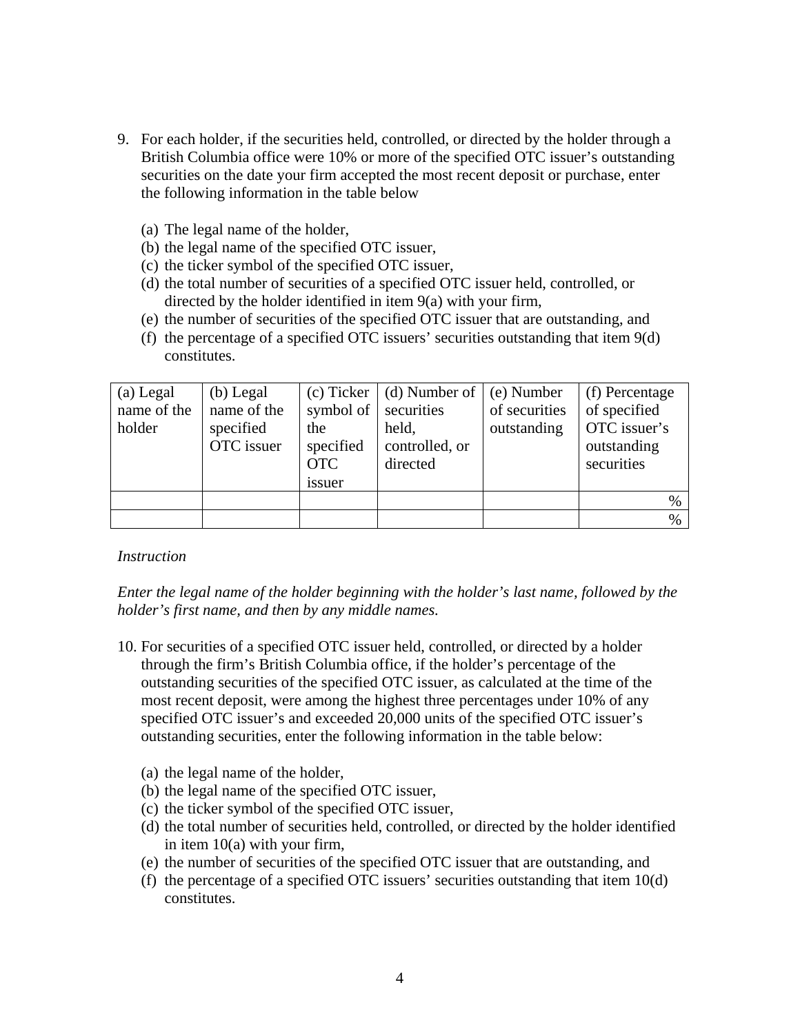9. For each holder, if the securities held, controlled, or directed by the holder through a British Columbia office were 10% or more of the specified OTC issuer's outstanding securities on the date your firm accepted the most recent deposit or purchase, enter the following information in the table below

    (a) The legal name of the holder,
    (b) the legal name of the specified OTC issuer,
    (c) the ticker symbol of the specified OTC issuer,
    (d) the total number of securities of a specified OTC issuer held, controlled, or directed by the holder identified in item 9(a) with your firm,
    (e) the number of securities of the specified OTC issuer that are outstanding, and
    (f) the percentage of a specified OTC issuers' securities outstanding that item 9(d) constitutes.

| (a) Legal name of the holder | (b) Legal name of the specified OTC issuer | (c) Ticker symbol of the specified OTC issuer | (d) Number of securities held, controlled, or directed | (e) Number of securities outstanding | (f) Percentage of specified OTC issuer's outstanding securities |
|---|---|---|---|---|---|
| | | | | | % |
| | | | | | % |

*Instruction*

*Enter the legal name of the holder beginning with the holder's last name, followed by the holder's first name, and then by any middle names.*

10. For securities of a specified OTC issuer held, controlled, or directed by a holder through the firm's British Columbia office, if the holder's percentage of the outstanding securities of the specified OTC issuer, as calculated at the time of the most recent deposit, were among the highest three percentages under 10% of any specified OTC issuer's and exceeded 20,000 units of the specified OTC issuer's outstanding securities, enter the following information in the table below:

    (a) the legal name of the holder,
    (b) the legal name of the specified OTC issuer,
    (c) the ticker symbol of the specified OTC issuer,
    (d) the total number of securities held, controlled, or directed by the holder identified in item 10(a) with your firm,
    (e) the number of securities of the specified OTC issuer that are outstanding, and
    (f) the percentage of a specified OTC issuers' securities outstanding that item 10(d) constitutes.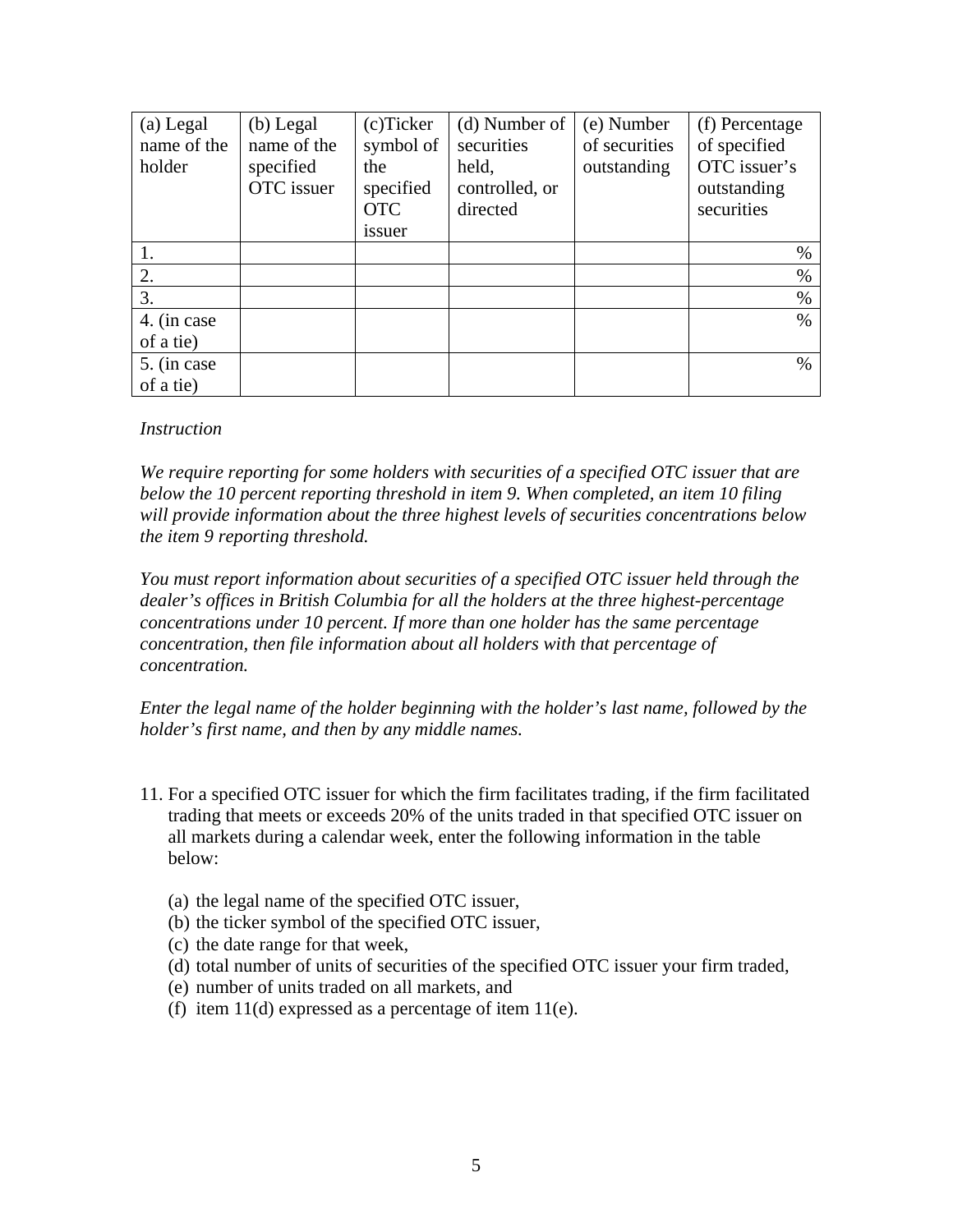| (a) Legal name of the holder | (b) Legal name of the specified OTC issuer | (c)Ticker symbol of the specified OTC issuer | (d) Number of securities held, controlled, or directed | (e) Number of securities outstanding | (f) Percentage of specified OTC issuer's outstanding securities |
|---|---|---|---|---|---|
| 1. | | | | | % |
| 2. | | | | | % |
| 3. | | | | | % |
| 4. (in case of a tie) | | | | | % |
| 5. (in case of a tie) | | | | | % |

*Instruction*

*We require reporting for some holders with securities of a specified OTC issuer that are below the 10 percent reporting threshold in item 9. When completed, an item 10 filing will provide information about the three highest levels of securities concentrations below the item 9 reporting threshold.*

*You must report information about securities of a specified OTC issuer held through the dealer's offices in British Columbia for all the holders at the three highest-percentage concentrations under 10 percent. If more than one holder has the same percentage concentration, then file information about all holders with that percentage of concentration.*

*Enter the legal name of the holder beginning with the holder's last name, followed by the holder's first name, and then by any middle names.*

11. For a specified OTC issuer for which the firm facilitates trading, if the firm facilitated trading that meets or exceeds 20% of the units traded in that specified OTC issuer on all markets during a calendar week, enter the following information in the table below:

    (a) the legal name of the specified OTC issuer,
    (b) the ticker symbol of the specified OTC issuer,
    (c) the date range for that week,
    (d) total number of units of securities of the specified OTC issuer your firm traded,
    (e) number of units traded on all markets, and
    (f) item 11(d) expressed as a percentage of item 11(e).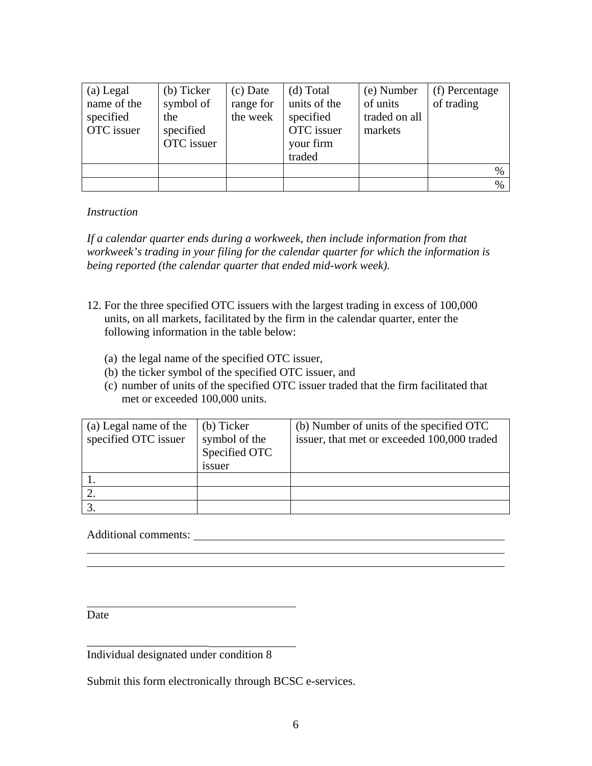| (a) Legal name of the specified OTC issuer | (b) Ticker symbol of the specified OTC issuer | (c) Date range for the week | (d) Total units of the specified OTC issuer your firm traded | (e) Number of units traded on all markets | (f) Percentage of trading |
|---|---|---|---|---|---|
| | | | | | % |
| | | | | | % |

*Instruction*

*If a calendar quarter ends during a workweek, then include information from that workweek's trading in your filing for the calendar quarter for which the information is being reported (the calendar quarter that ended mid-work week).*

12. For the three specified OTC issuers with the largest trading in excess of 100,000 units, on all markets, facilitated by the firm in the calendar quarter, enter the following information in the table below:

    (a) the legal name of the specified OTC issuer,
    (b) the ticker symbol of the specified OTC issuer, and
    (c) number of units of the specified OTC issuer traded that the firm facilitated that met or exceeded 100,000 units.

| (a) Legal name of the specified OTC issuer | (b) Ticker symbol of the Specified OTC issuer | (b) Number of units of the specified OTC issuer, that met or exceeded 100,000 traded |
|---|---|---|
| 1. | | |
| 2. | | |
| 3. | | |

Additional comments: ______________________________________________

______________________________________________

______________________________________________

______________________________

Date

______________________________

Individual designated under condition 8

Submit this form electronically through BCSC e-services.